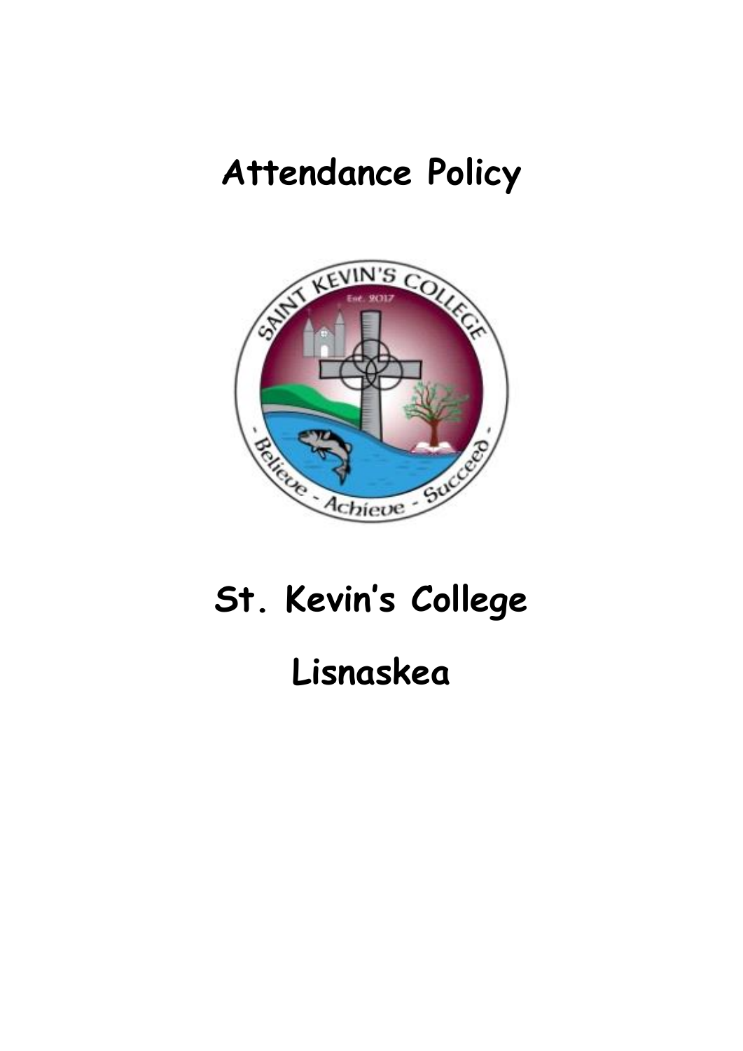# Attendance Policy

# St. Kevin's College

# Lisnaskea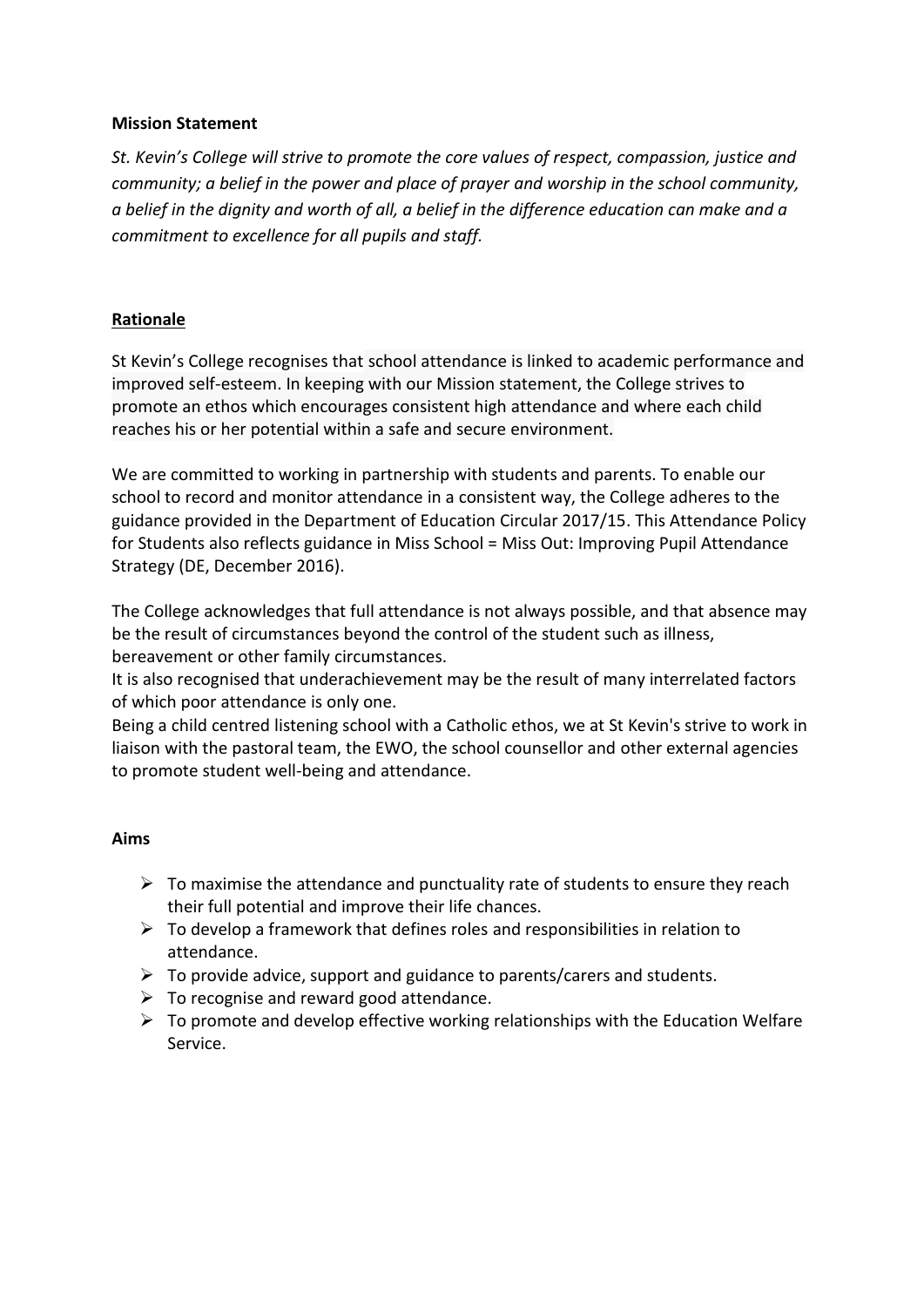**Mission Statement**

*St. Kevin's College will strive to promote the core values of respect, compassion, justice and community; a belief in the power and place of prayer and worship in the school community, a belief in the dignity and worth of all, a belief in the difference education can make and a commitment to excellence for all pupils and staff.*

**Rationale**

St Kevin's College recognises that school attendance is linked to academic performance and improved self-esteem. In keeping with our Mission statement, the College strives to promote an ethos which encourages consistent high attendance and where each child reaches his or her potential within a safe and secure environment.

We are committed to working in partnership with students and parents. To enable our school to record and monitor attendance in a consistent way, the College adheres to the guidance provided in the Department of Education Circular 2017/15. This Attendance Policy for Students also reflects guidance in Miss School = Miss Out: Improving Pupil Attendance Strategy (DE, December 2016).

The College acknowledges that full attendance is not always possible, and that absence may be the result of circumstances beyond the control of the student such as illness, bereavement or other family circumstances.
It is also recognised that underachievement may be the result of many interrelated factors of which poor attendance is only one.
Being a child centred listening school with a Catholic ethos, we at St Kevin's strive to work in liaison with the pastoral team, the EWO, the school counsellor and other external agencies to promote student well-being and attendance.

**Aims**

- To maximise the attendance and punctuality rate of students to ensure they reach their full potential and improve their life chances.
- To develop a framework that defines roles and responsibilities in relation to attendance.
- To provide advice, support and guidance to parents/carers and students.
- To recognise and reward good attendance.
- To promote and develop effective working relationships with the Education Welfare Service.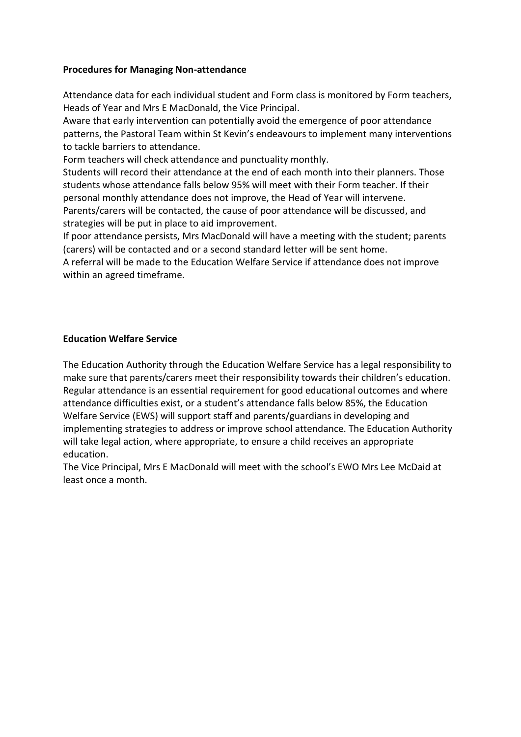**Procedures for Managing Non-attendance**

Attendance data for each individual student and Form class is monitored by Form teachers, Heads of Year and Mrs E MacDonald, the Vice Principal.
Aware that early intervention can potentially avoid the emergence of poor attendance patterns, the Pastoral Team within St Kevin's endeavours to implement many interventions to tackle barriers to attendance.
Form teachers will check attendance and punctuality monthly.
Students will record their attendance at the end of each month into their planners. Those students whose attendance falls below 95% will meet with their Form teacher. If their personal monthly attendance does not improve, the Head of Year will intervene.
Parents/carers will be contacted, the cause of poor attendance will be discussed, and strategies will be put in place to aid improvement.
If poor attendance persists, Mrs MacDonald will have a meeting with the student; parents (carers) will be contacted and or a second standard letter will be sent home.
A referral will be made to the Education Welfare Service if attendance does not improve within an agreed timeframe.

**Education Welfare Service**

The Education Authority through the Education Welfare Service has a legal responsibility to make sure that parents/carers meet their responsibility towards their children's education. Regular attendance is an essential requirement for good educational outcomes and where attendance difficulties exist, or a student's attendance falls below 85%, the Education Welfare Service (EWS) will support staff and parents/guardians in developing and implementing strategies to address or improve school attendance. The Education Authority will take legal action, where appropriate, to ensure a child receives an appropriate education.
The Vice Principal, Mrs E MacDonald will meet with the school's EWO Mrs Lee McDaid at least once a month.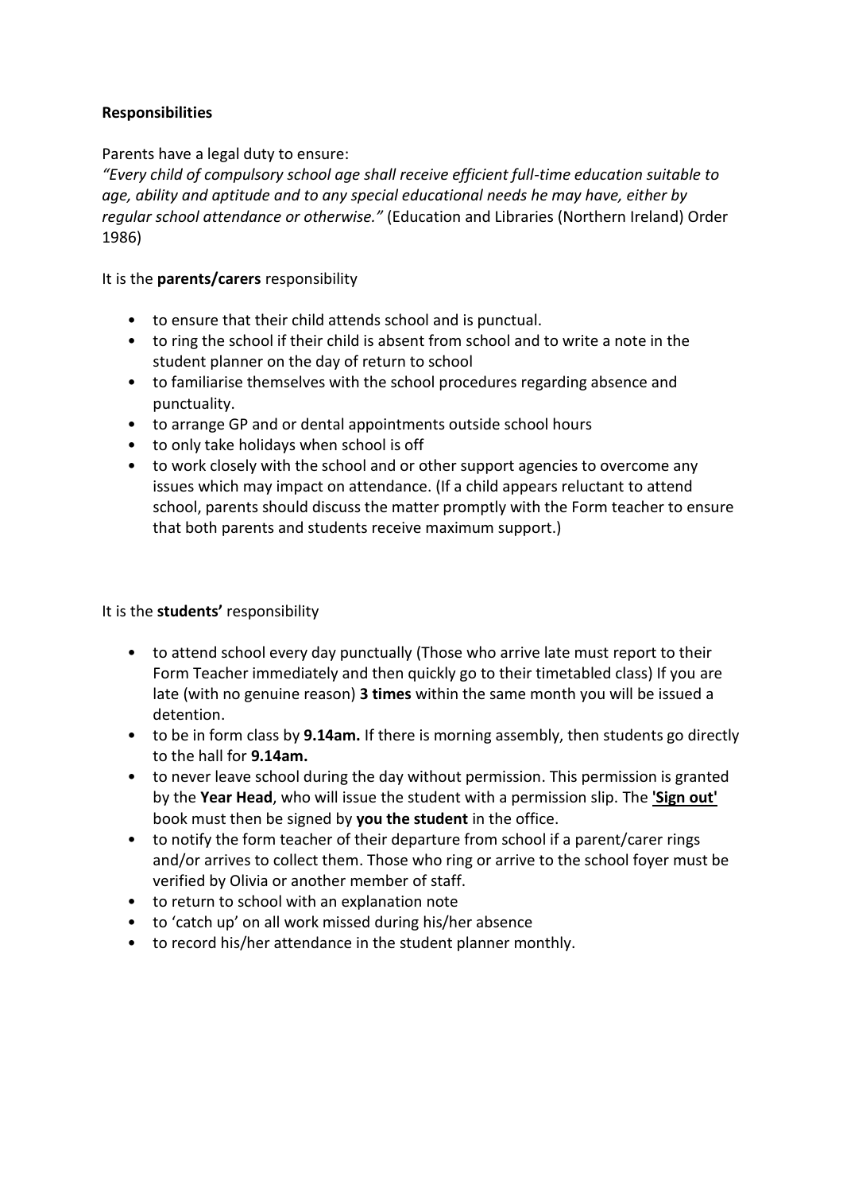**Responsibilities**

Parents have a legal duty to ensure:

*"Every child of compulsory school age shall receive efficient full-time education suitable to age, ability and aptitude and to any special educational needs he may have, either by regular school attendance or otherwise."* (Education and Libraries (Northern Ireland) Order 1986)

It is the **parents/carers** responsibility

- to ensure that their child attends school and is punctual.
- to ring the school if their child is absent from school and to write a note in the student planner on the day of return to school
- to familiarise themselves with the school procedures regarding absence and punctuality.
- to arrange GP and or dental appointments outside school hours
- to only take holidays when school is off
- to work closely with the school and or other support agencies to overcome any issues which may impact on attendance. (If a child appears reluctant to attend school, parents should discuss the matter promptly with the Form teacher to ensure that both parents and students receive maximum support.)

It is the **students'** responsibility

- to attend school every day punctually (Those who arrive late must report to their Form Teacher immediately and then quickly go to their timetabled class) If you are late (with no genuine reason) **3 times** within the same month you will be issued a detention.
- to be in form class by **9.14am.** If there is morning assembly, then students go directly to the hall for **9.14am.**
- to never leave school during the day without permission. This permission is granted by the **Year Head**, who will issue the student with a permission slip. The **'Sign out'** book must then be signed by **you the student** in the office.
- to notify the form teacher of their departure from school if a parent/carer rings and/or arrives to collect them. Those who ring or arrive to the school foyer must be verified by Olivia or another member of staff.
- to return to school with an explanation note
- to 'catch up' on all work missed during his/her absence
- to record his/her attendance in the student planner monthly.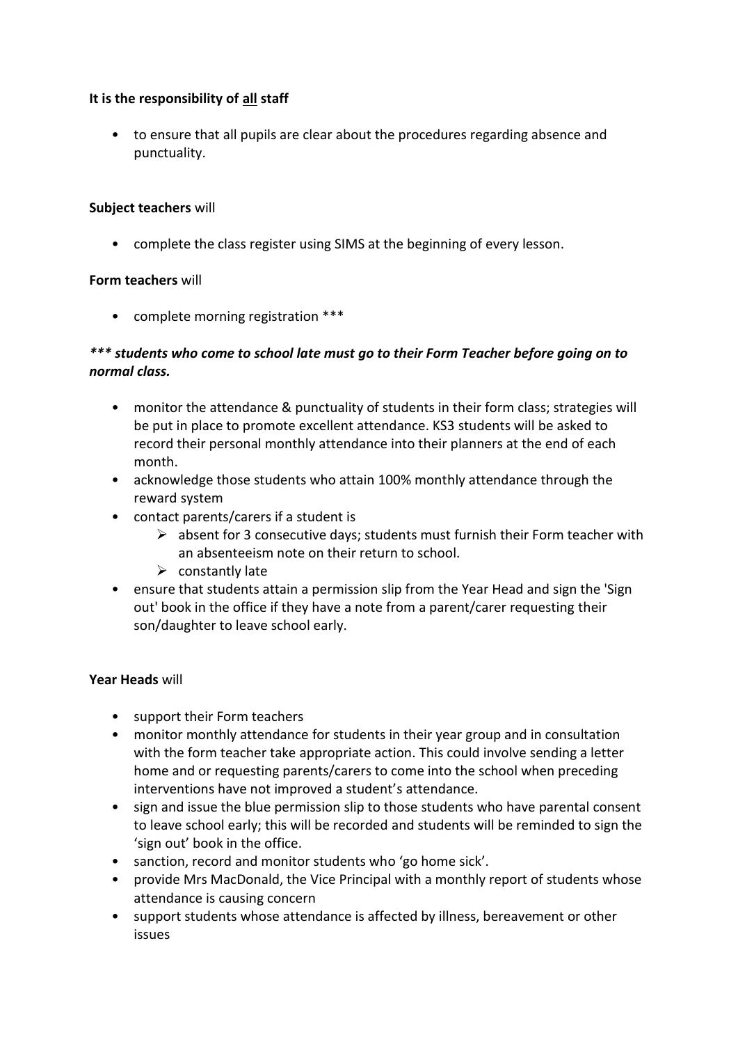**It is the responsibility of <u>all</u> staff**

- to ensure that all pupils are clear about the procedures regarding absence and punctuality.

**Subject teachers** will

- complete the class register using SIMS at the beginning of every lesson.

**Form teachers** will

- complete morning registration ***

***\*\*\* students who come to school late must go to their Form Teacher before going on to normal class.***

- monitor the attendance & punctuality of students in their form class; strategies will be put in place to promote excellent attendance. KS3 students will be asked to record their personal monthly attendance into their planners at the end of each month.
- acknowledge those students who attain 100% monthly attendance through the reward system
- contact parents/carers if a student is
    - absent for 3 consecutive days; students must furnish their Form teacher with an absenteeism note on their return to school.
    - constantly late
- ensure that students attain a permission slip from the Year Head and sign the 'Sign out' book in the office if they have a note from a parent/carer requesting their son/daughter to leave school early.

**Year Heads** will

- support their Form teachers
- monitor monthly attendance for students in their year group and in consultation with the form teacher take appropriate action. This could involve sending a letter home and or requesting parents/carers to come into the school when preceding interventions have not improved a student's attendance.
- sign and issue the blue permission slip to those students who have parental consent to leave school early; this will be recorded and students will be reminded to sign the 'sign out' book in the office.
- sanction, record and monitor students who 'go home sick'.
- provide Mrs MacDonald, the Vice Principal with a monthly report of students whose attendance is causing concern
- support students whose attendance is affected by illness, bereavement or other issues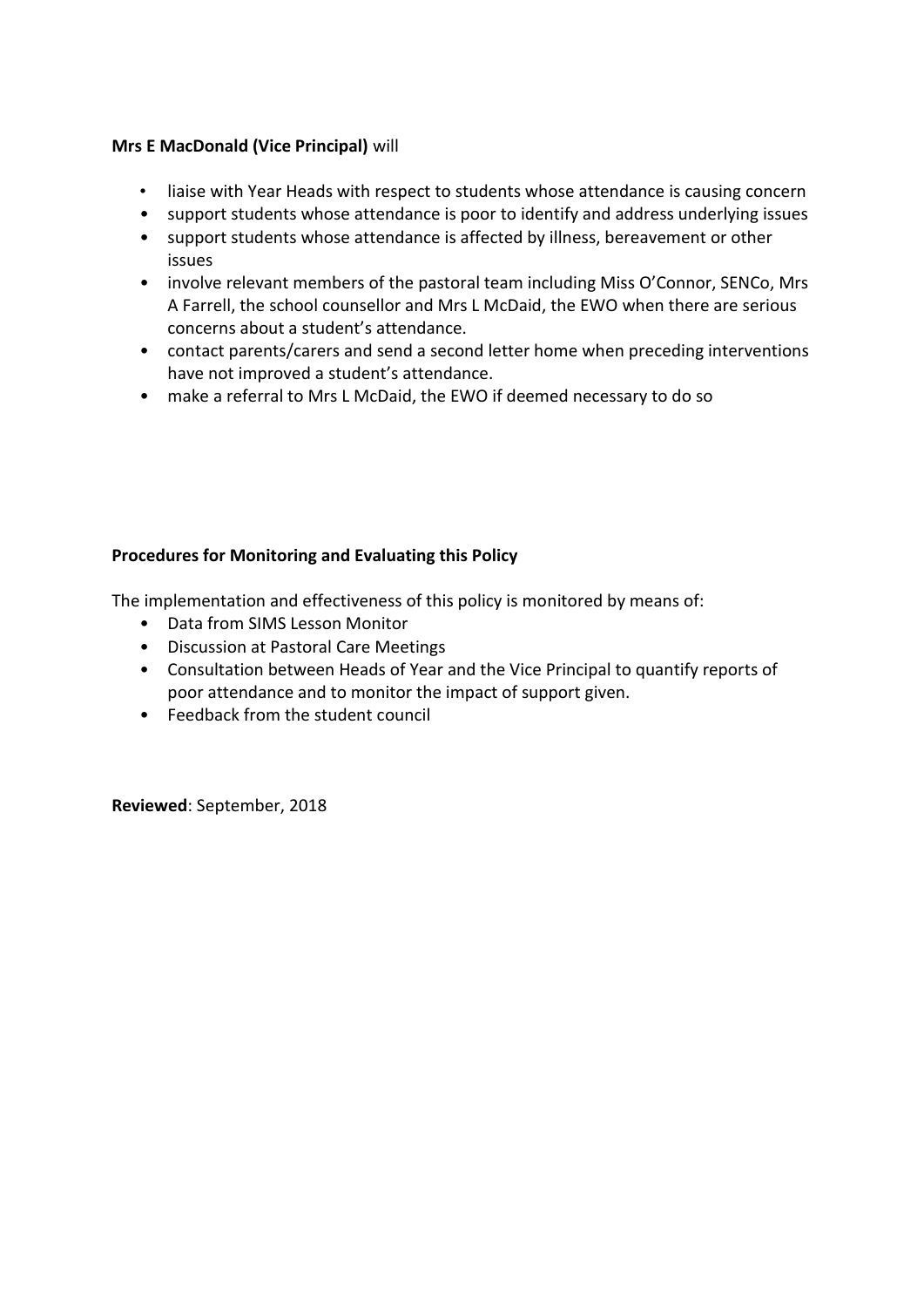**Mrs E MacDonald (Vice Principal)** will

- liaise with Year Heads with respect to students whose attendance is causing concern
- support students whose attendance is poor to identify and address underlying issues
- support students whose attendance is affected by illness, bereavement or other issues
- involve relevant members of the pastoral team including Miss O'Connor, SENCo, Mrs A Farrell, the school counsellor and Mrs L McDaid, the EWO when there are serious concerns about a student's attendance.
- contact parents/carers and send a second letter home when preceding interventions have not improved a student's attendance.
- make a referral to Mrs L McDaid, the EWO if deemed necessary to do so

**Procedures for Monitoring and Evaluating this Policy**

The implementation and effectiveness of this policy is monitored by means of:

- Data from SIMS Lesson Monitor
- Discussion at Pastoral Care Meetings
- Consultation between Heads of Year and the Vice Principal to quantify reports of poor attendance and to monitor the impact of support given.
- Feedback from the student council

**Reviewed**: September, 2018